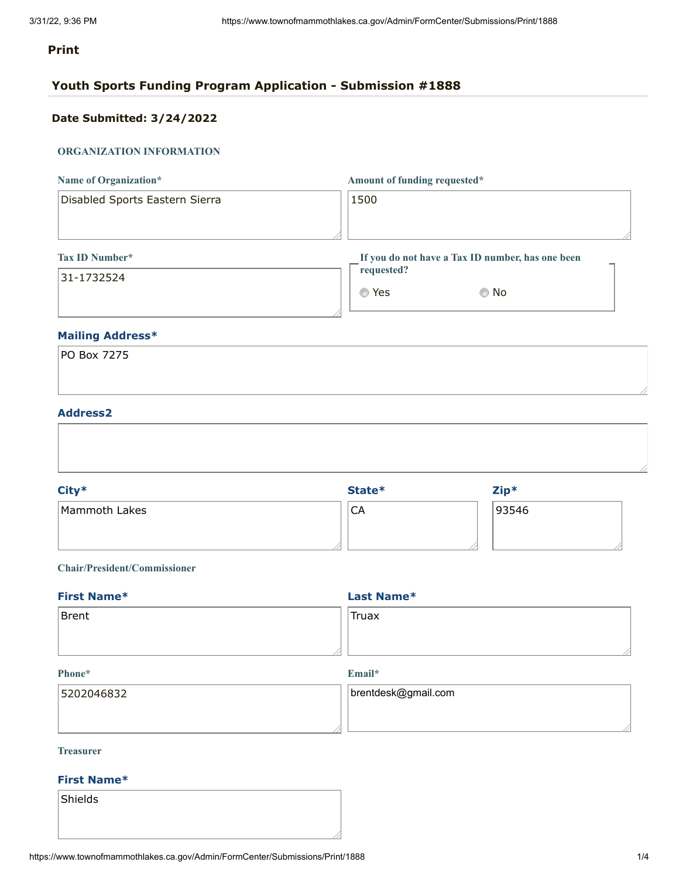**Print**

## Youth Sports Funding Program Application - Submission #1888

**Date Submitted: 3/24/2022**

### ORGANIZATION INFORMATION

**Name of Organization***

Disabled Sports Eastern Sierra

**Amount of funding requested***

1500

**Tax ID Number***

31-1732524

**If you do not have a Tax ID number, has one been requested?**

- ○ Yes
- ○ No

**Mailing Address***

PO Box 7275

**Address2**

**City***

Mammoth Lakes

**State***

CA

**Zip***

93546

**Chair/President/Commissioner**

**First Name***

Brent

**Last Name***

Truax

**Phone***

5202046832

**Email***

brentdesk@gmail.com

**Treasurer**

**First Name***

Shields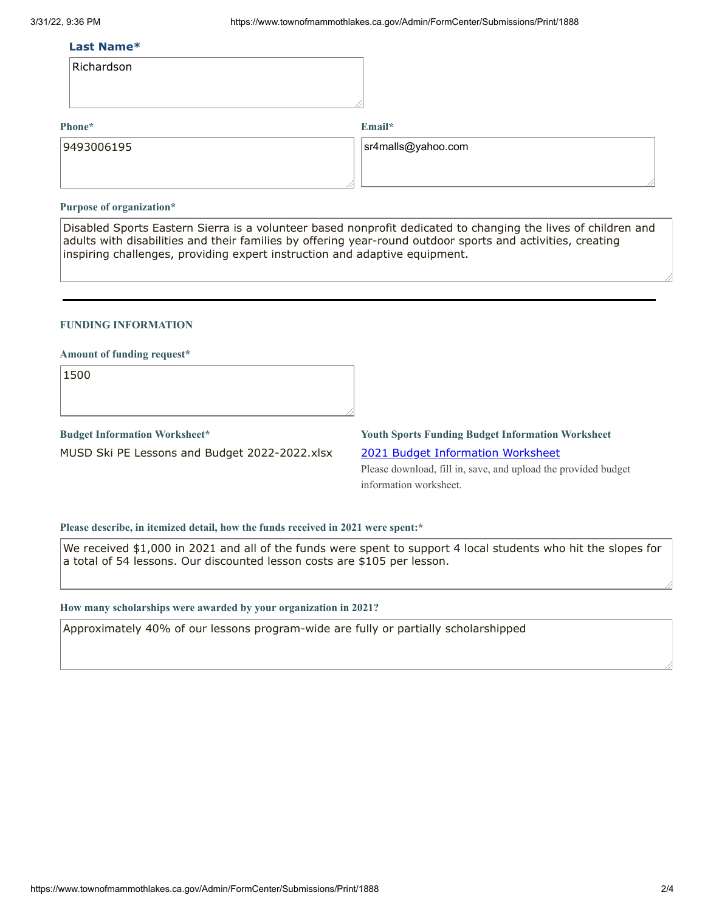**Last Name***

Richardson

**Phone***

9493006195

**Email***

sr4malls@yahoo.com

**Purpose of organization***

Disabled Sports Eastern Sierra is a volunteer based nonprofit dedicated to changing the lives of children and adults with disabilities and their families by offering year-round outdoor sports and activities, creating inspiring challenges, providing expert instruction and adaptive equipment.

---

## FUNDING INFORMATION

**Amount of funding request***

1500

**Budget Information Worksheet***

MUSD Ski PE Lessons and Budget 2022-2022.xlsx

**Youth Sports Funding Budget Information Worksheet**

[2021 Budget Information Worksheet]

Please download, fill in, save, and upload the provided budget information worksheet.

**Please describe, in itemized detail, how the funds received in 2021 were spent:***

We received $1,000 in 2021 and all of the funds were spent to support 4 local students who hit the slopes for a total of 54 lessons. Our discounted lesson costs are $105 per lesson.

**How many scholarships were awarded by your organization in 2021?**

Approximately 40% of our lessons program-wide are fully or partially scholarshipped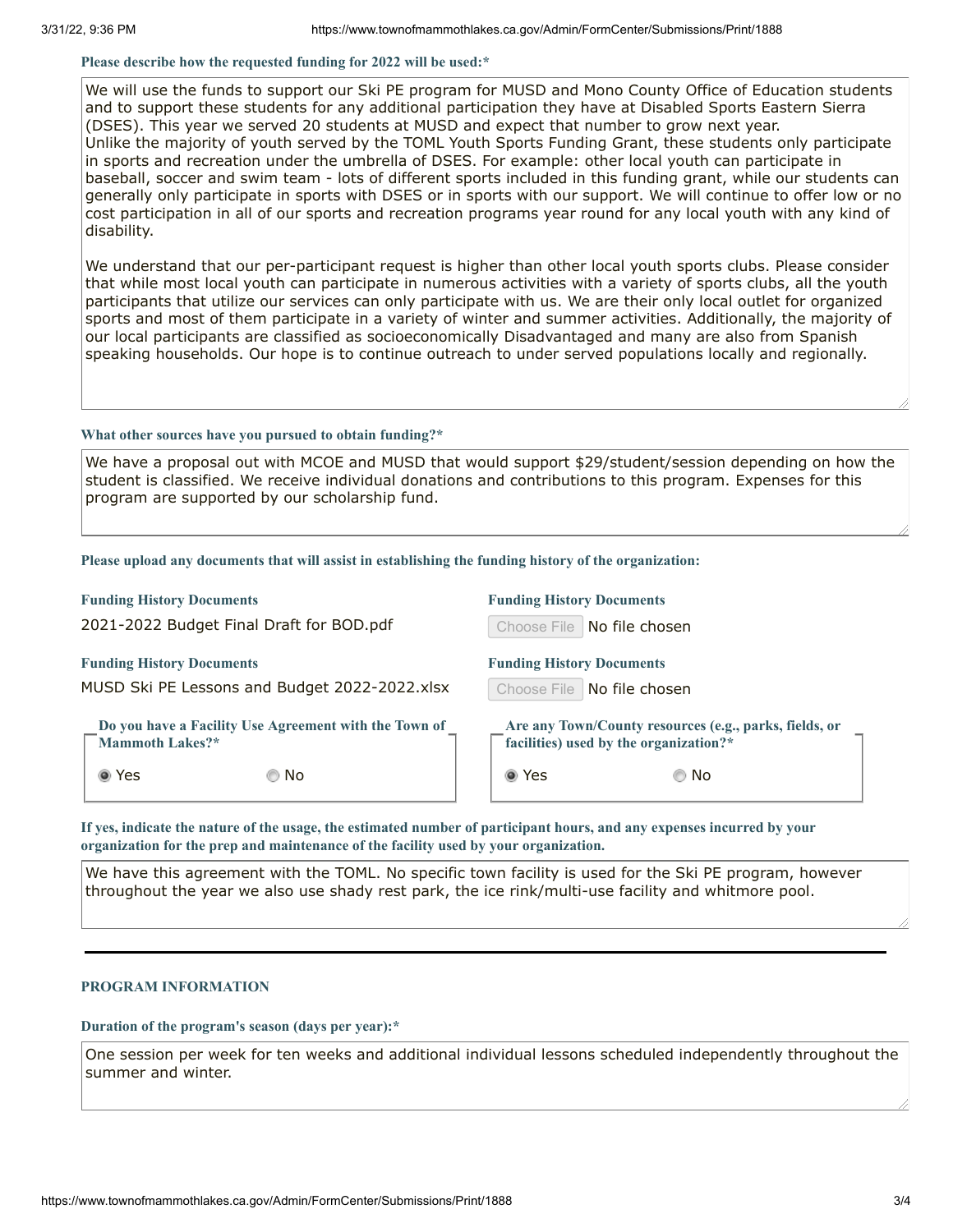**Please describe how the requested funding for 2022 will be used:***

We will use the funds to support our Ski PE program for MUSD and Mono County Office of Education students and to support these students for any additional participation they have at Disabled Sports Eastern Sierra (DSES). This year we served 20 students at MUSD and expect that number to grow next year.
Unlike the majority of youth served by the TOML Youth Sports Funding Grant, these students only participate in sports and recreation under the umbrella of DSES. For example: other local youth can participate in baseball, soccer and swim team - lots of different sports included in this funding grant, while our students can generally only participate in sports with DSES or in sports with our support. We will continue to offer low or no cost participation in all of our sports and recreation programs year round for any local youth with any kind of disability.

We understand that our per-participant request is higher than other local youth sports clubs. Please consider that while most local youth can participate in numerous activities with a variety of sports clubs, all the youth participants that utilize our services can only participate with us. We are their only local outlet for organized sports and most of them participate in a variety of winter and summer activities. Additionally, the majority of our local participants are classified as socioeconomically Disadvantaged and many are also from Spanish speaking households. Our hope is to continue outreach to under served populations locally and regionally.

**What other sources have you pursued to obtain funding?***

We have a proposal out with MCOE and MUSD that would support $29/student/session depending on how the student is classified. We receive individual donations and contributions to this program. Expenses for this program are supported by our scholarship fund.

**Please upload any documents that will assist in establishing the funding history of the organization:**

**Funding History Documents**
2021-2022 Budget Final Draft for BOD.pdf

**Funding History Documents**
No file chosen

**Funding History Documents**
MUSD Ski PE Lessons and Budget 2022-2022.xlsx

**Funding History Documents**
No file chosen

**Do you have a Facility Use Agreement with the Town of Mammoth Lakes?***

◉ Yes ○ No

**Are any Town/County resources (e.g., parks, fields, or facilities) used by the organization?***

◉ Yes ○ No

**If yes, indicate the nature of the usage, the estimated number of participant hours, and any expenses incurred by your organization for the prep and maintenance of the facility used by your organization.**

We have this agreement with the TOML. No specific town facility is used for the Ski PE program, however throughout the year we also use shady rest park, the ice rink/multi-use facility and whitmore pool.

---

## PROGRAM INFORMATION

**Duration of the program's season (days per year):***

One session per week for ten weeks and additional individual lessons scheduled independently throughout the summer and winter.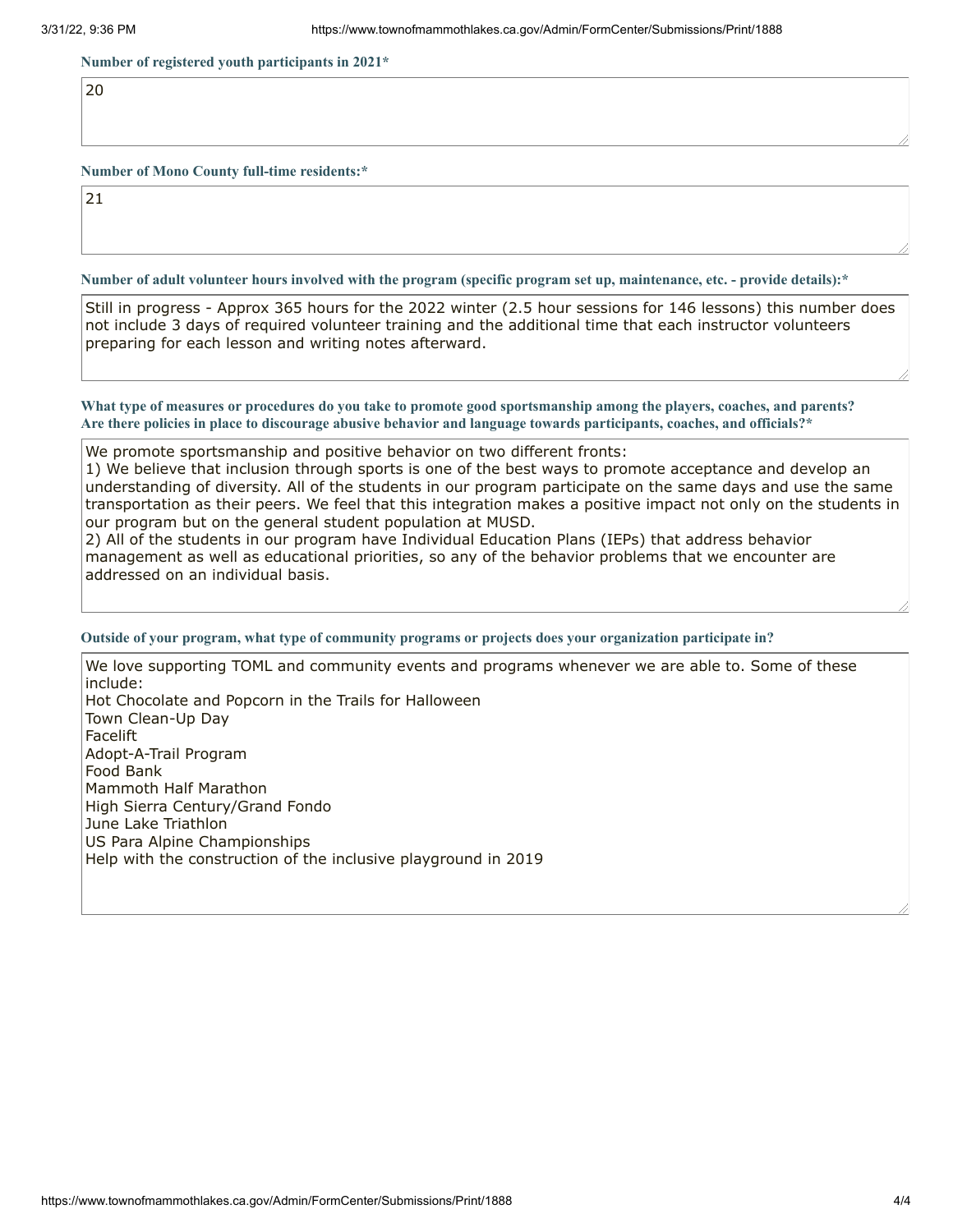**Number of registered youth participants in 2021***

20

**Number of Mono County full-time residents:***

21

**Number of adult volunteer hours involved with the program (specific program set up, maintenance, etc. - provide details):***

Still in progress - Approx 365 hours for the 2022 winter (2.5 hour sessions for 146 lessons) this number does not include 3 days of required volunteer training and the additional time that each instructor volunteers preparing for each lesson and writing notes afterward.

**What type of measures or procedures do you take to promote good sportsmanship among the players, coaches, and parents? Are there policies in place to discourage abusive behavior and language towards participants, coaches, and officials?***

We promote sportsmanship and positive behavior on two different fronts:
1) We believe that inclusion through sports is one of the best ways to promote acceptance and develop an understanding of diversity. All of the students in our program participate on the same days and use the same transportation as their peers. We feel that this integration makes a positive impact not only on the students in our program but on the general student population at MUSD.
2) All of the students in our program have Individual Education Plans (IEPs) that address behavior management as well as educational priorities, so any of the behavior problems that we encounter are addressed on an individual basis.

**Outside of your program, what type of community programs or projects does your organization participate in?**

We love supporting TOML and community events and programs whenever we are able to. Some of these include:
Hot Chocolate and Popcorn in the Trails for Halloween
Town Clean-Up Day
Facelift
Adopt-A-Trail Program
Food Bank
Mammoth Half Marathon
High Sierra Century/Grand Fondo
June Lake Triathlon
US Para Alpine Championships
Help with the construction of the inclusive playground in 2019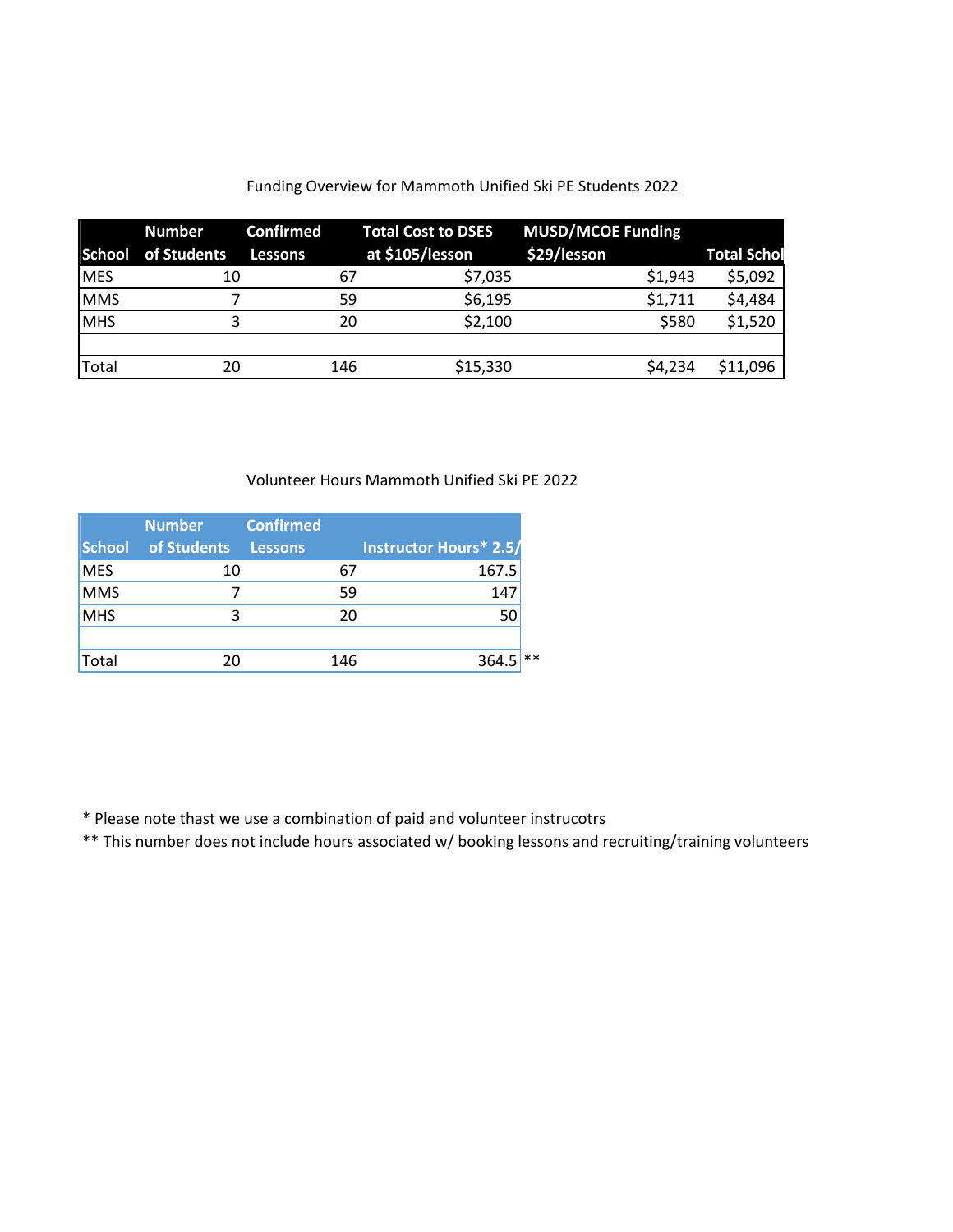Funding Overview for Mammoth Unified Ski PE Students 2022

| School | Number of Students | Confirmed Lessons | Total Cost to DSES at $105/lesson | MUSD/MCOE Funding $29/lesson | Total Schol |
|---|---|---|---|---|---|
| MES | 10 | 67 | $7,035 | $1,943 | $5,092 |
| MMS | 7 | 59 | $6,195 | $1,711 | $4,484 |
| MHS | 3 | 20 | $2,100 | $580 | $1,520 |
| | | | | | |
| Total | 20 | 146 | $15,330 | $4,234 | $11,096 |

Volunteer Hours Mammoth Unified Ski PE 2022

| School | Number of Students | Confirmed Lessons | Instructor Hours* 2.5/ |
|---|---|---|---|
| MES | 10 | 67 | 167.5 |
| MMS | 7 | 59 | 147 |
| MHS | 3 | 20 | 50 |
| | | | |
| Total | 20 | 146 | 364.5 ** |

* Please note thast we use a combination of paid and volunteer instrucotrs

** This number does not include hours associated w/ booking lessons and recruiting/training volunteers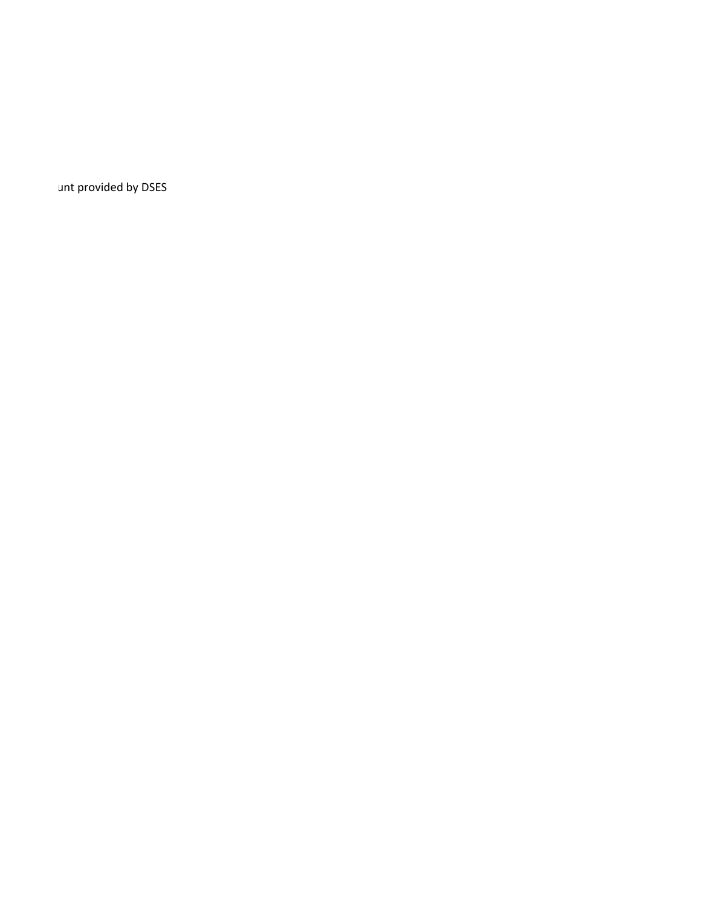unt provided by DSES